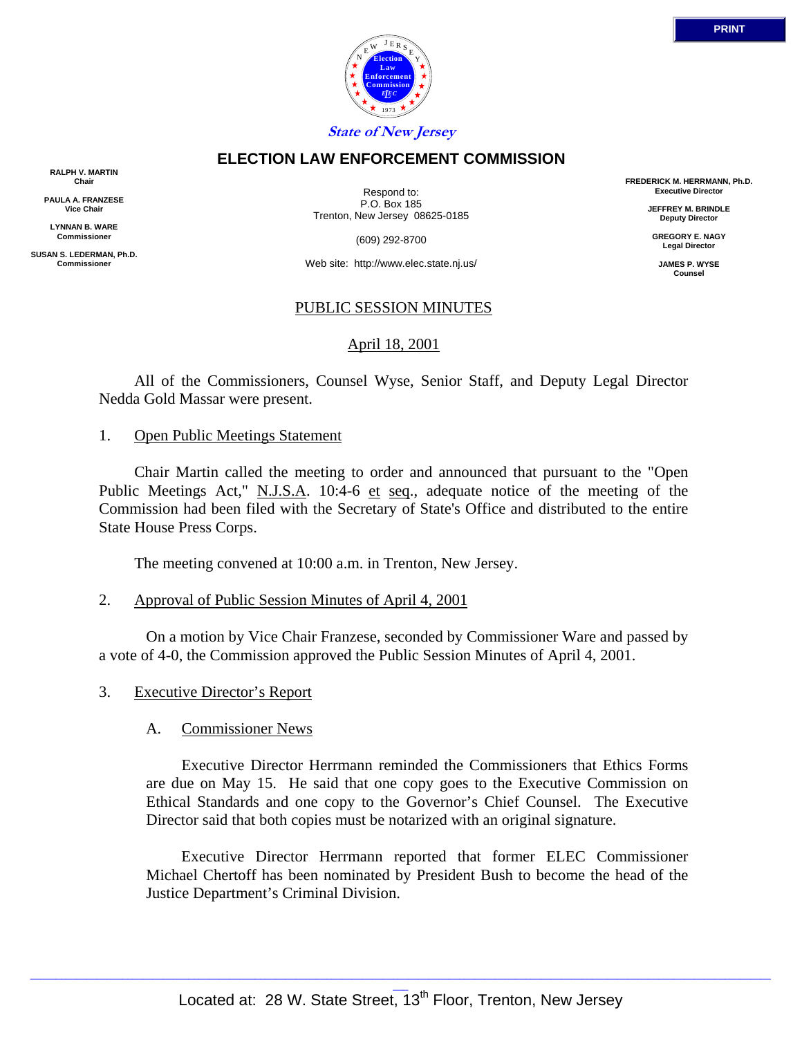State of New Jersey

**ELECTION LAW ENFORCEMENT COMMISSION**

**RALPH V. MARTIN**
Chair

**PAULA A. FRANZESE**
Vice Chair

**LYNNAN B. WARE**
Commissioner

**SUSAN S. LEDERMAN, Ph.D.**
Commissioner

Respond to:
P.O. Box 185
Trenton, New Jersey 08625-0185

(609) 292-8700

Web site: http://www.elec.state.nj.us/

**FREDERICK M. HERRMANN, Ph.D.**
Executive Director

**JEFFREY M. BRINDLE**
Deputy Director

**GREGORY E. NAGY**
Legal Director

**JAMES P. WYSE**
Counsel

PUBLIC SESSION MINUTES

April 18, 2001

All of the Commissioners, Counsel Wyse, Senior Staff, and Deputy Legal Director Nedda Gold Massar were present.

1. Open Public Meetings Statement

Chair Martin called the meeting to order and announced that pursuant to the "Open Public Meetings Act," N.J.S.A. 10:4-6 et seq., adequate notice of the meeting of the Commission had been filed with the Secretary of State's Office and distributed to the entire State House Press Corps.

The meeting convened at 10:00 a.m. in Trenton, New Jersey.

2. Approval of Public Session Minutes of April 4, 2001

On a motion by Vice Chair Franzese, seconded by Commissioner Ware and passed by a vote of 4-0, the Commission approved the Public Session Minutes of April 4, 2001.

3. Executive Director's Report

A. Commissioner News

Executive Director Herrmann reminded the Commissioners that Ethics Forms are due on May 15. He said that one copy goes to the Executive Commission on Ethical Standards and one copy to the Governor's Chief Counsel. The Executive Director said that both copies must be notarized with an original signature.

Executive Director Herrmann reported that former ELEC Commissioner Michael Chertoff has been nominated by President Bush to become the head of the Justice Department's Criminal Division.

Located at: 28 W. State Street, 13th Floor, Trenton, New Jersey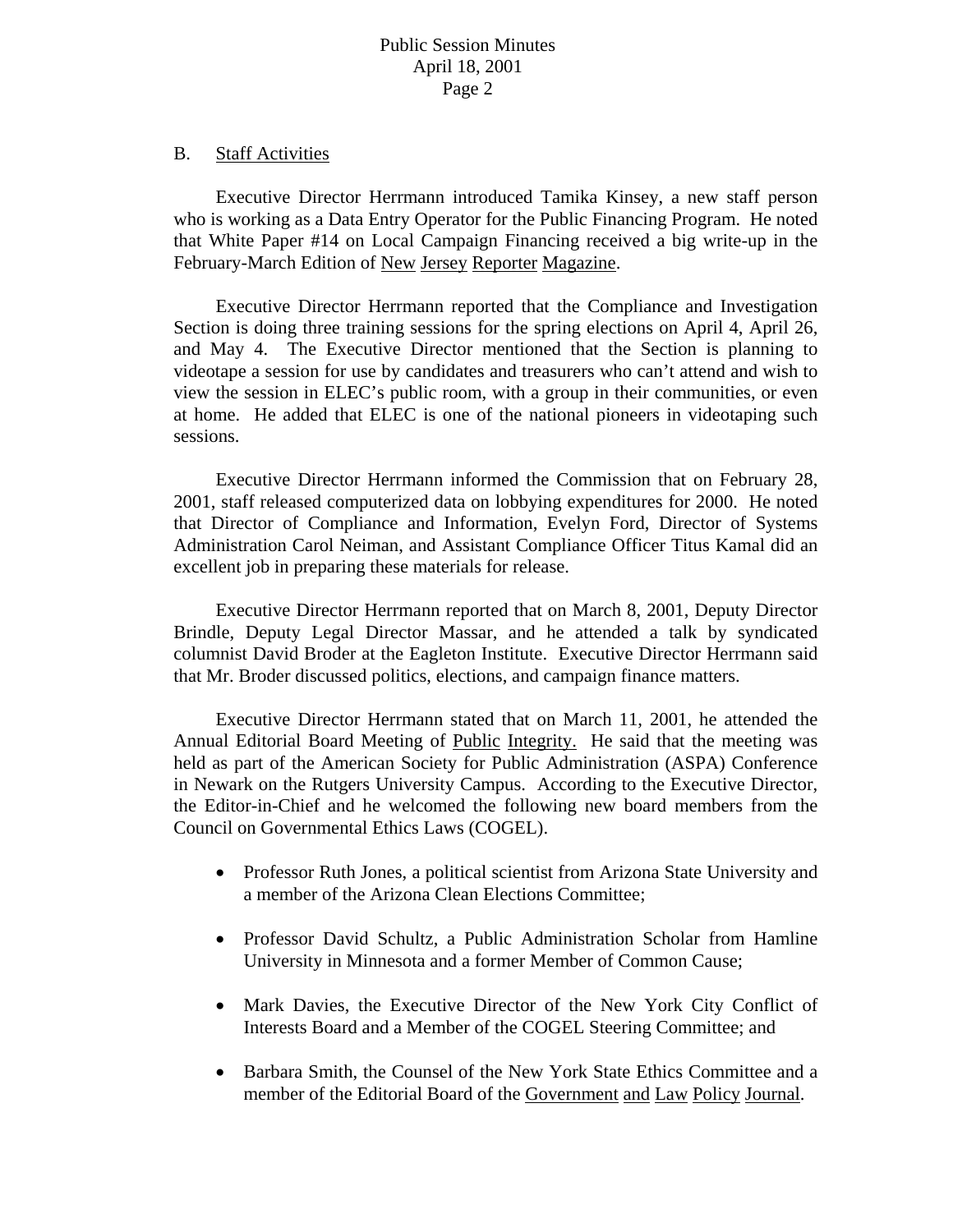B. Staff Activities

Executive Director Herrmann introduced Tamika Kinsey, a new staff person who is working as a Data Entry Operator for the Public Financing Program. He noted that White Paper #14 on Local Campaign Financing received a big write-up in the February-March Edition of New Jersey Reporter Magazine.

Executive Director Herrmann reported that the Compliance and Investigation Section is doing three training sessions for the spring elections on April 4, April 26, and May 4. The Executive Director mentioned that the Section is planning to videotape a session for use by candidates and treasurers who can't attend and wish to view the session in ELEC's public room, with a group in their communities, or even at home. He added that ELEC is one of the national pioneers in videotaping such sessions.

Executive Director Herrmann informed the Commission that on February 28, 2001, staff released computerized data on lobbying expenditures for 2000. He noted that Director of Compliance and Information, Evelyn Ford, Director of Systems Administration Carol Neiman, and Assistant Compliance Officer Titus Kamal did an excellent job in preparing these materials for release.

Executive Director Herrmann reported that on March 8, 2001, Deputy Director Brindle, Deputy Legal Director Massar, and he attended a talk by syndicated columnist David Broder at the Eagleton Institute. Executive Director Herrmann said that Mr. Broder discussed politics, elections, and campaign finance matters.

Executive Director Herrmann stated that on March 11, 2001, he attended the Annual Editorial Board Meeting of Public Integrity. He said that the meeting was held as part of the American Society for Public Administration (ASPA) Conference in Newark on the Rutgers University Campus. According to the Executive Director, the Editor-in-Chief and he welcomed the following new board members from the Council on Governmental Ethics Laws (COGEL).

- Professor Ruth Jones, a political scientist from Arizona State University and a member of the Arizona Clean Elections Committee;
- Professor David Schultz, a Public Administration Scholar from Hamline University in Minnesota and a former Member of Common Cause;
- Mark Davies, the Executive Director of the New York City Conflict of Interests Board and a Member of the COGEL Steering Committee; and
- Barbara Smith, the Counsel of the New York State Ethics Committee and a member of the Editorial Board of the Government and Law Policy Journal.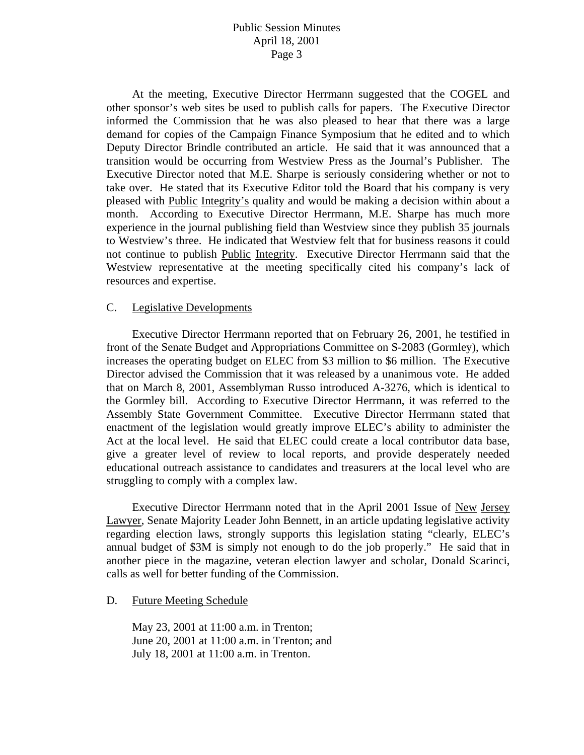At the meeting, Executive Director Herrmann suggested that the COGEL and other sponsor's web sites be used to publish calls for papers. The Executive Director informed the Commission that he was also pleased to hear that there was a large demand for copies of the Campaign Finance Symposium that he edited and to which Deputy Director Brindle contributed an article. He said that it was announced that a transition would be occurring from Westview Press as the Journal's Publisher. The Executive Director noted that M.E. Sharpe is seriously considering whether or not to take over. He stated that its Executive Editor told the Board that his company is very pleased with Public Integrity's quality and would be making a decision within about a month. According to Executive Director Herrmann, M.E. Sharpe has much more experience in the journal publishing field than Westview since they publish 35 journals to Westview's three. He indicated that Westview felt that for business reasons it could not continue to publish Public Integrity. Executive Director Herrmann said that the Westview representative at the meeting specifically cited his company's lack of resources and expertise.

C. Legislative Developments

Executive Director Herrmann reported that on February 26, 2001, he testified in front of the Senate Budget and Appropriations Committee on S-2083 (Gormley), which increases the operating budget on ELEC from $3 million to $6 million. The Executive Director advised the Commission that it was released by a unanimous vote. He added that on March 8, 2001, Assemblyman Russo introduced A-3276, which is identical to the Gormley bill. According to Executive Director Herrmann, it was referred to the Assembly State Government Committee. Executive Director Herrmann stated that enactment of the legislation would greatly improve ELEC's ability to administer the Act at the local level. He said that ELEC could create a local contributor data base, give a greater level of review to local reports, and provide desperately needed educational outreach assistance to candidates and treasurers at the local level who are struggling to comply with a complex law.

Executive Director Herrmann noted that in the April 2001 Issue of New Jersey Lawyer, Senate Majority Leader John Bennett, in an article updating legislative activity regarding election laws, strongly supports this legislation stating "clearly, ELEC's annual budget of $3M is simply not enough to do the job properly." He said that in another piece in the magazine, veteran election lawyer and scholar, Donald Scarinci, calls as well for better funding of the Commission.

D. Future Meeting Schedule

May 23, 2001 at 11:00 a.m. in Trenton;
June 20, 2001 at 11:00 a.m. in Trenton; and
July 18, 2001 at 11:00 a.m. in Trenton.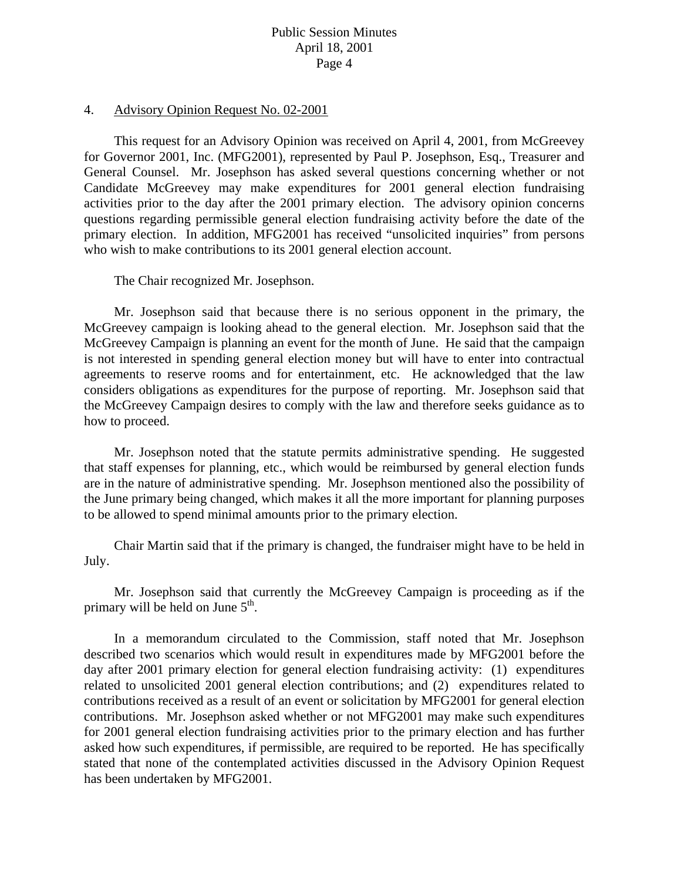4. Advisory Opinion Request No. 02-2001

This request for an Advisory Opinion was received on April 4, 2001, from McGreevey for Governor 2001, Inc. (MFG2001), represented by Paul P. Josephson, Esq., Treasurer and General Counsel. Mr. Josephson has asked several questions concerning whether or not Candidate McGreevey may make expenditures for 2001 general election fundraising activities prior to the day after the 2001 primary election. The advisory opinion concerns questions regarding permissible general election fundraising activity before the date of the primary election. In addition, MFG2001 has received "unsolicited inquiries" from persons who wish to make contributions to its 2001 general election account.

The Chair recognized Mr. Josephson.

Mr. Josephson said that because there is no serious opponent in the primary, the McGreevey campaign is looking ahead to the general election. Mr. Josephson said that the McGreevey Campaign is planning an event for the month of June. He said that the campaign is not interested in spending general election money but will have to enter into contractual agreements to reserve rooms and for entertainment, etc. He acknowledged that the law considers obligations as expenditures for the purpose of reporting. Mr. Josephson said that the McGreevey Campaign desires to comply with the law and therefore seeks guidance as to how to proceed.

Mr. Josephson noted that the statute permits administrative spending. He suggested that staff expenses for planning, etc., which would be reimbursed by general election funds are in the nature of administrative spending. Mr. Josephson mentioned also the possibility of the June primary being changed, which makes it all the more important for planning purposes to be allowed to spend minimal amounts prior to the primary election.

Chair Martin said that if the primary is changed, the fundraiser might have to be held in July.

Mr. Josephson said that currently the McGreevey Campaign is proceeding as if the primary will be held on June 5th.

In a memorandum circulated to the Commission, staff noted that Mr. Josephson described two scenarios which would result in expenditures made by MFG2001 before the day after 2001 primary election for general election fundraising activity: (1) expenditures related to unsolicited 2001 general election contributions; and (2) expenditures related to contributions received as a result of an event or solicitation by MFG2001 for general election contributions. Mr. Josephson asked whether or not MFG2001 may make such expenditures for 2001 general election fundraising activities prior to the primary election and has further asked how such expenditures, if permissible, are required to be reported. He has specifically stated that none of the contemplated activities discussed in the Advisory Opinion Request has been undertaken by MFG2001.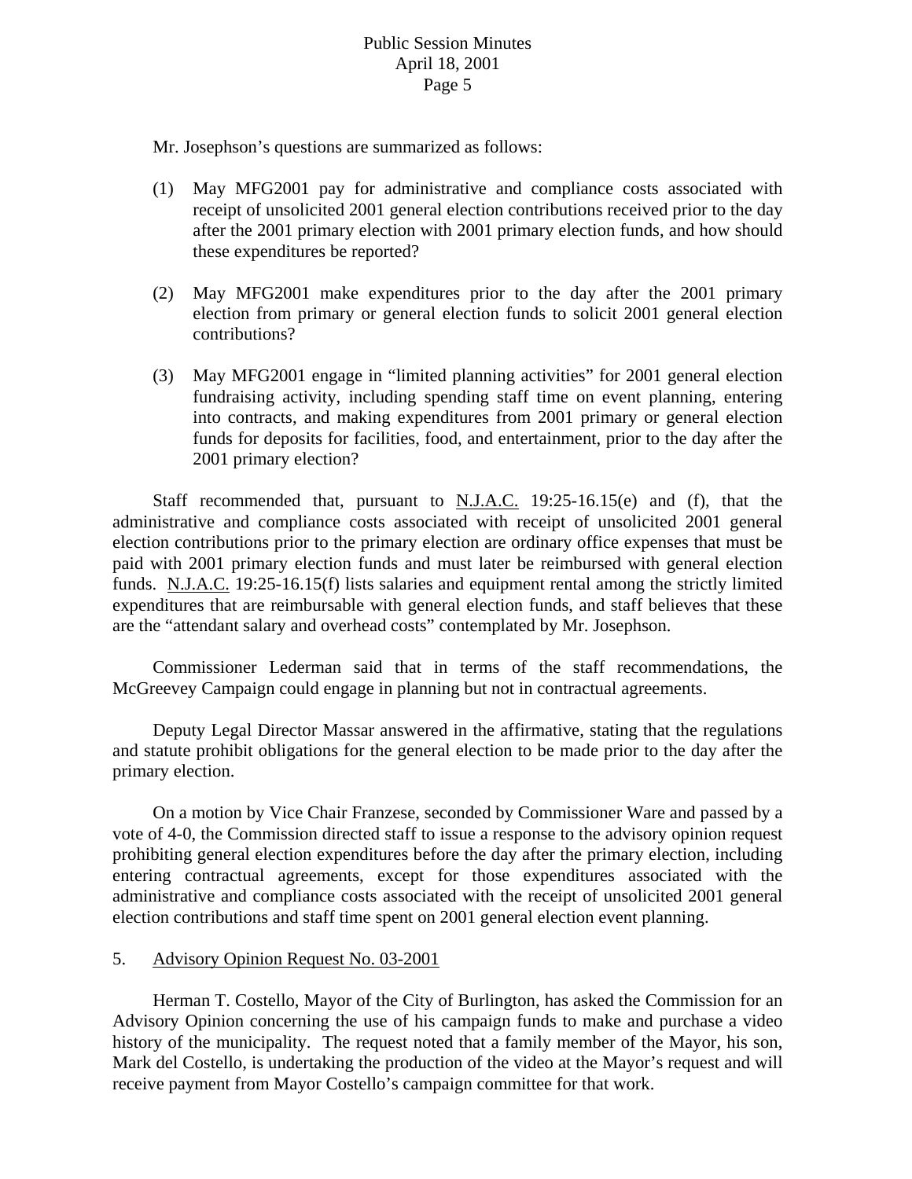Mr. Josephson's questions are summarized as follows:

(1) May MFG2001 pay for administrative and compliance costs associated with receipt of unsolicited 2001 general election contributions received prior to the day after the 2001 primary election with 2001 primary election funds, and how should these expenditures be reported?

(2) May MFG2001 make expenditures prior to the day after the 2001 primary election from primary or general election funds to solicit 2001 general election contributions?

(3) May MFG2001 engage in "limited planning activities" for 2001 general election fundraising activity, including spending staff time on event planning, entering into contracts, and making expenditures from 2001 primary or general election funds for deposits for facilities, food, and entertainment, prior to the day after the 2001 primary election?

Staff recommended that, pursuant to N.J.A.C. 19:25-16.15(e) and (f), that the administrative and compliance costs associated with receipt of unsolicited 2001 general election contributions prior to the primary election are ordinary office expenses that must be paid with 2001 primary election funds and must later be reimbursed with general election funds. N.J.A.C. 19:25-16.15(f) lists salaries and equipment rental among the strictly limited expenditures that are reimbursable with general election funds, and staff believes that these are the "attendant salary and overhead costs" contemplated by Mr. Josephson.

Commissioner Lederman said that in terms of the staff recommendations, the McGreevey Campaign could engage in planning but not in contractual agreements.

Deputy Legal Director Massar answered in the affirmative, stating that the regulations and statute prohibit obligations for the general election to be made prior to the day after the primary election.

On a motion by Vice Chair Franzese, seconded by Commissioner Ware and passed by a vote of 4-0, the Commission directed staff to issue a response to the advisory opinion request prohibiting general election expenditures before the day after the primary election, including entering contractual agreements, except for those expenditures associated with the administrative and compliance costs associated with the receipt of unsolicited 2001 general election contributions and staff time spent on 2001 general election event planning.

5. Advisory Opinion Request No. 03-2001

Herman T. Costello, Mayor of the City of Burlington, has asked the Commission for an Advisory Opinion concerning the use of his campaign funds to make and purchase a video history of the municipality. The request noted that a family member of the Mayor, his son, Mark del Costello, is undertaking the production of the video at the Mayor's request and will receive payment from Mayor Costello's campaign committee for that work.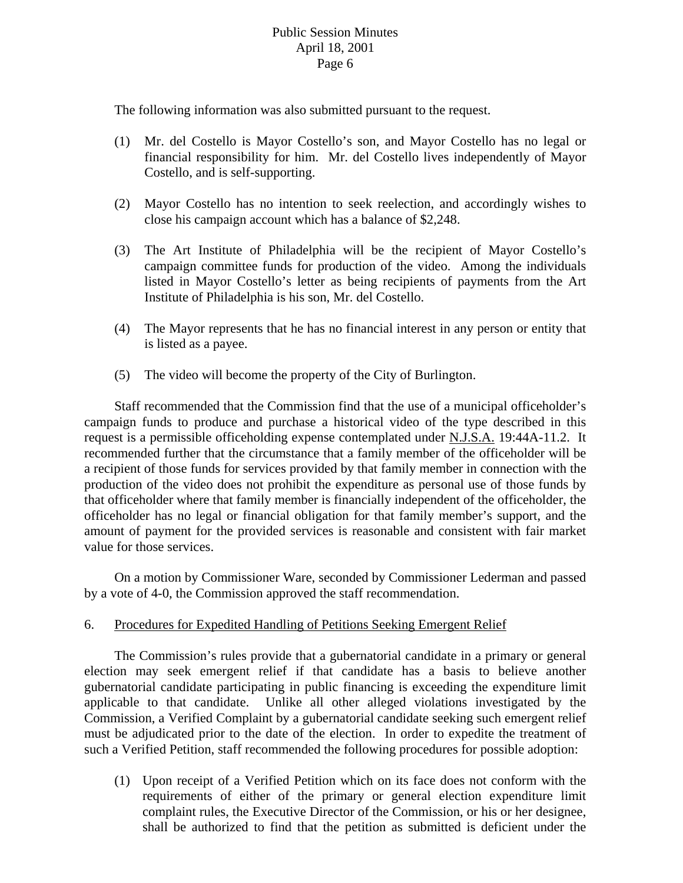The following information was also submitted pursuant to the request.

(1) Mr. del Costello is Mayor Costello's son, and Mayor Costello has no legal or financial responsibility for him. Mr. del Costello lives independently of Mayor Costello, and is self-supporting.

(2) Mayor Costello has no intention to seek reelection, and accordingly wishes to close his campaign account which has a balance of $2,248.

(3) The Art Institute of Philadelphia will be the recipient of Mayor Costello's campaign committee funds for production of the video. Among the individuals listed in Mayor Costello's letter as being recipients of payments from the Art Institute of Philadelphia is his son, Mr. del Costello.

(4) The Mayor represents that he has no financial interest in any person or entity that is listed as a payee.

(5) The video will become the property of the City of Burlington.

Staff recommended that the Commission find that the use of a municipal officeholder's campaign funds to produce and purchase a historical video of the type described in this request is a permissible officeholding expense contemplated under N.J.S.A. 19:44A-11.2. It recommended further that the circumstance that a family member of the officeholder will be a recipient of those funds for services provided by that family member in connection with the production of the video does not prohibit the expenditure as personal use of those funds by that officeholder where that family member is financially independent of the officeholder, the officeholder has no legal or financial obligation for that family member's support, and the amount of payment for the provided services is reasonable and consistent with fair market value for those services.

On a motion by Commissioner Ware, seconded by Commissioner Lederman and passed by a vote of 4-0, the Commission approved the staff recommendation.

6. Procedures for Expedited Handling of Petitions Seeking Emergent Relief

The Commission's rules provide that a gubernatorial candidate in a primary or general election may seek emergent relief if that candidate has a basis to believe another gubernatorial candidate participating in public financing is exceeding the expenditure limit applicable to that candidate. Unlike all other alleged violations investigated by the Commission, a Verified Complaint by a gubernatorial candidate seeking such emergent relief must be adjudicated prior to the date of the election. In order to expedite the treatment of such a Verified Petition, staff recommended the following procedures for possible adoption:

(1) Upon receipt of a Verified Petition which on its face does not conform with the requirements of either of the primary or general election expenditure limit complaint rules, the Executive Director of the Commission, or his or her designee, shall be authorized to find that the petition as submitted is deficient under the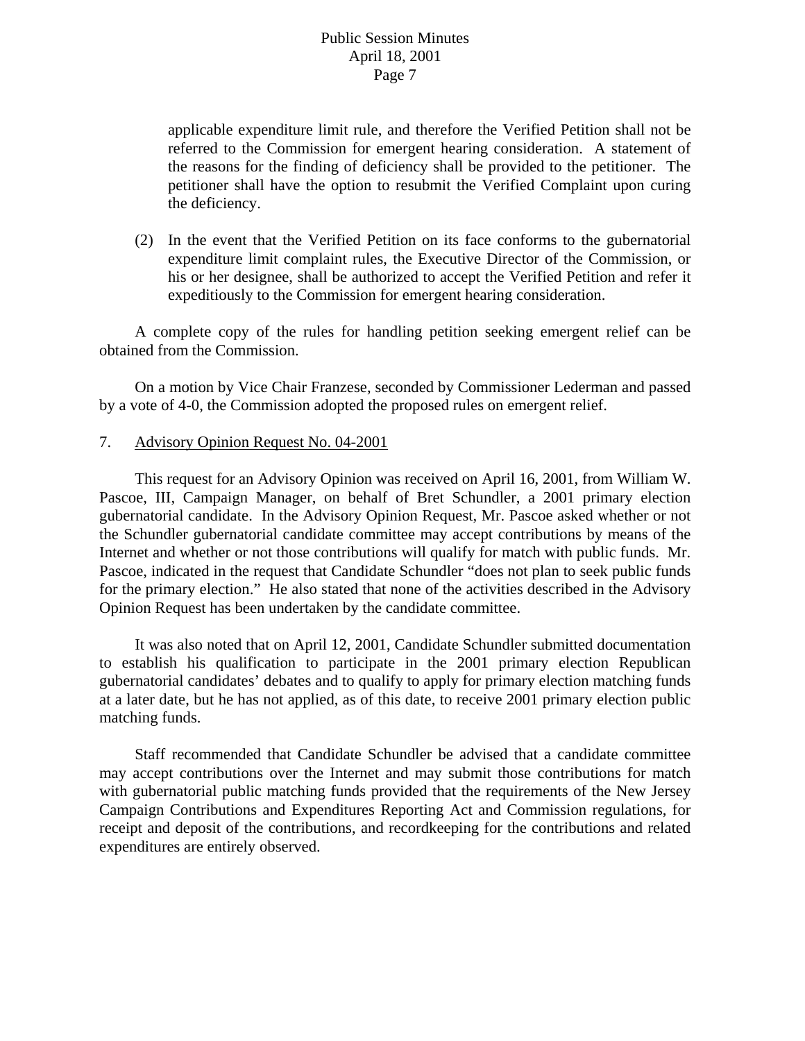applicable expenditure limit rule, and therefore the Verified Petition shall not be referred to the Commission for emergent hearing consideration. A statement of the reasons for the finding of deficiency shall be provided to the petitioner. The petitioner shall have the option to resubmit the Verified Complaint upon curing the deficiency.

(2) In the event that the Verified Petition on its face conforms to the gubernatorial expenditure limit complaint rules, the Executive Director of the Commission, or his or her designee, shall be authorized to accept the Verified Petition and refer it expeditiously to the Commission for emergent hearing consideration.

A complete copy of the rules for handling petition seeking emergent relief can be obtained from the Commission.

On a motion by Vice Chair Franzese, seconded by Commissioner Lederman and passed by a vote of 4-0, the Commission adopted the proposed rules on emergent relief.

7. Advisory Opinion Request No. 04-2001

This request for an Advisory Opinion was received on April 16, 2001, from William W. Pascoe, III, Campaign Manager, on behalf of Bret Schundler, a 2001 primary election gubernatorial candidate. In the Advisory Opinion Request, Mr. Pascoe asked whether or not the Schundler gubernatorial candidate committee may accept contributions by means of the Internet and whether or not those contributions will qualify for match with public funds. Mr. Pascoe, indicated in the request that Candidate Schundler "does not plan to seek public funds for the primary election." He also stated that none of the activities described in the Advisory Opinion Request has been undertaken by the candidate committee.

It was also noted that on April 12, 2001, Candidate Schundler submitted documentation to establish his qualification to participate in the 2001 primary election Republican gubernatorial candidates' debates and to qualify to apply for primary election matching funds at a later date, but he has not applied, as of this date, to receive 2001 primary election public matching funds.

Staff recommended that Candidate Schundler be advised that a candidate committee may accept contributions over the Internet and may submit those contributions for match with gubernatorial public matching funds provided that the requirements of the New Jersey Campaign Contributions and Expenditures Reporting Act and Commission regulations, for receipt and deposit of the contributions, and recordkeeping for the contributions and related expenditures are entirely observed.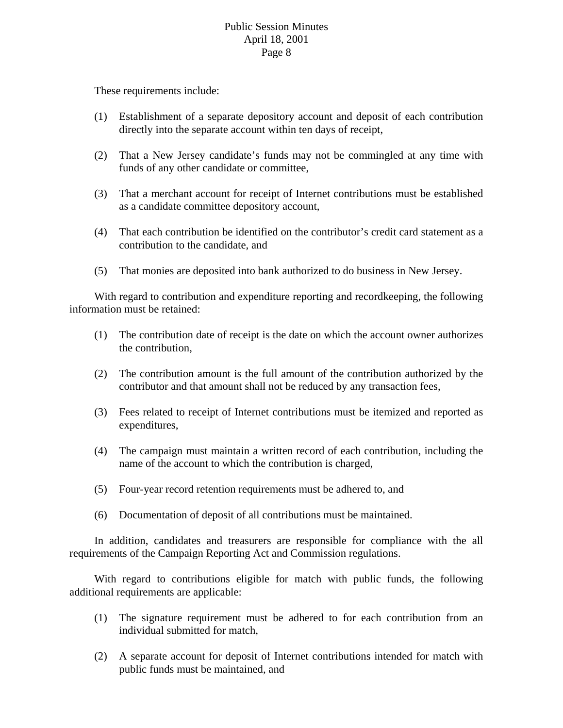These requirements include:

(1) Establishment of a separate depository account and deposit of each contribution directly into the separate account within ten days of receipt,

(2) That a New Jersey candidate's funds may not be commingled at any time with funds of any other candidate or committee,

(3) That a merchant account for receipt of Internet contributions must be established as a candidate committee depository account,

(4) That each contribution be identified on the contributor's credit card statement as a contribution to the candidate, and

(5) That monies are deposited into bank authorized to do business in New Jersey.

With regard to contribution and expenditure reporting and recordkeeping, the following information must be retained:

(1) The contribution date of receipt is the date on which the account owner authorizes the contribution,

(2) The contribution amount is the full amount of the contribution authorized by the contributor and that amount shall not be reduced by any transaction fees,

(3) Fees related to receipt of Internet contributions must be itemized and reported as expenditures,

(4) The campaign must maintain a written record of each contribution, including the name of the account to which the contribution is charged,

(5) Four-year record retention requirements must be adhered to, and

(6) Documentation of deposit of all contributions must be maintained.

In addition, candidates and treasurers are responsible for compliance with the all requirements of the Campaign Reporting Act and Commission regulations.

With regard to contributions eligible for match with public funds, the following additional requirements are applicable:

(1) The signature requirement must be adhered to for each contribution from an individual submitted for match,

(2) A separate account for deposit of Internet contributions intended for match with public funds must be maintained, and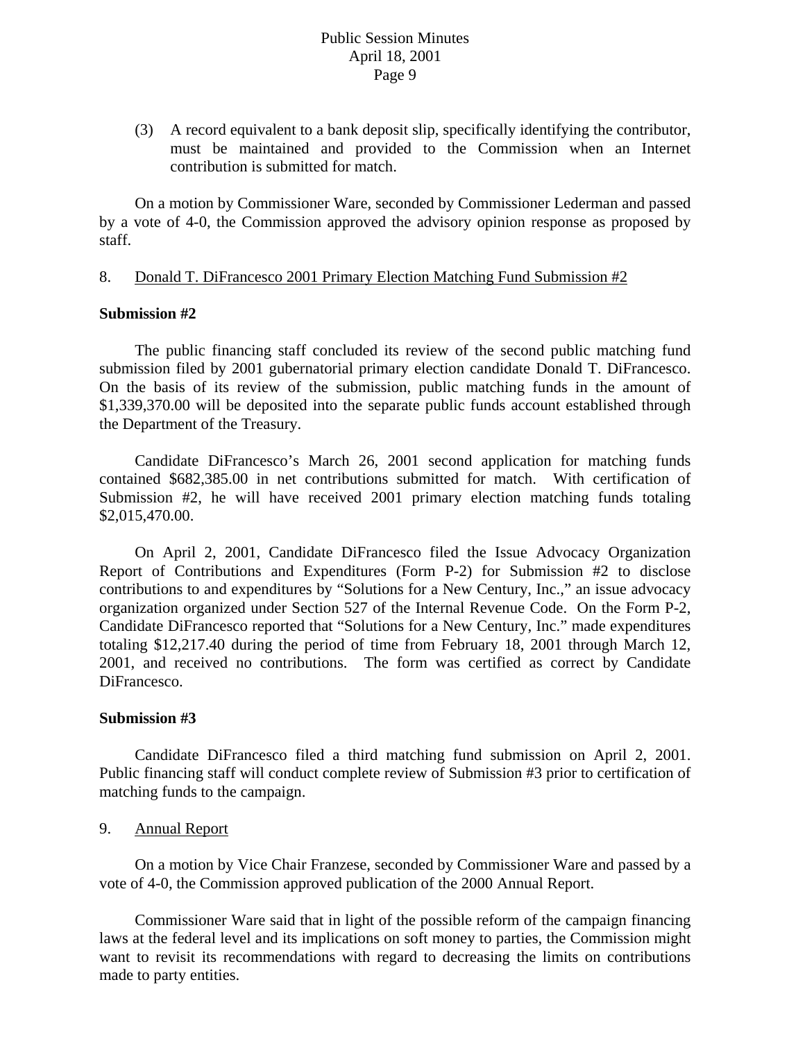(3) A record equivalent to a bank deposit slip, specifically identifying the contributor, must be maintained and provided to the Commission when an Internet contribution is submitted for match.

On a motion by Commissioner Ware, seconded by Commissioner Lederman and passed by a vote of 4-0, the Commission approved the advisory opinion response as proposed by staff.

8. <u>Donald T. DiFrancesco 2001 Primary Election Matching Fund Submission #2</u>

**Submission #2**

The public financing staff concluded its review of the second public matching fund submission filed by 2001 gubernatorial primary election candidate Donald T. DiFrancesco. On the basis of its review of the submission, public matching funds in the amount of $1,339,370.00 will be deposited into the separate public funds account established through the Department of the Treasury.

Candidate DiFrancesco's March 26, 2001 second application for matching funds contained $682,385.00 in net contributions submitted for match. With certification of Submission #2, he will have received 2001 primary election matching funds totaling $2,015,470.00.

On April 2, 2001, Candidate DiFrancesco filed the Issue Advocacy Organization Report of Contributions and Expenditures (Form P-2) for Submission #2 to disclose contributions to and expenditures by "Solutions for a New Century, Inc.," an issue advocacy organization organized under Section 527 of the Internal Revenue Code. On the Form P-2, Candidate DiFrancesco reported that "Solutions for a New Century, Inc." made expenditures totaling $12,217.40 during the period of time from February 18, 2001 through March 12, 2001, and received no contributions. The form was certified as correct by Candidate DiFrancesco.

**Submission #3**

Candidate DiFrancesco filed a third matching fund submission on April 2, 2001. Public financing staff will conduct complete review of Submission #3 prior to certification of matching funds to the campaign.

9. <u>Annual Report</u>

On a motion by Vice Chair Franzese, seconded by Commissioner Ware and passed by a vote of 4-0, the Commission approved publication of the 2000 Annual Report.

Commissioner Ware said that in light of the possible reform of the campaign financing laws at the federal level and its implications on soft money to parties, the Commission might want to revisit its recommendations with regard to decreasing the limits on contributions made to party entities.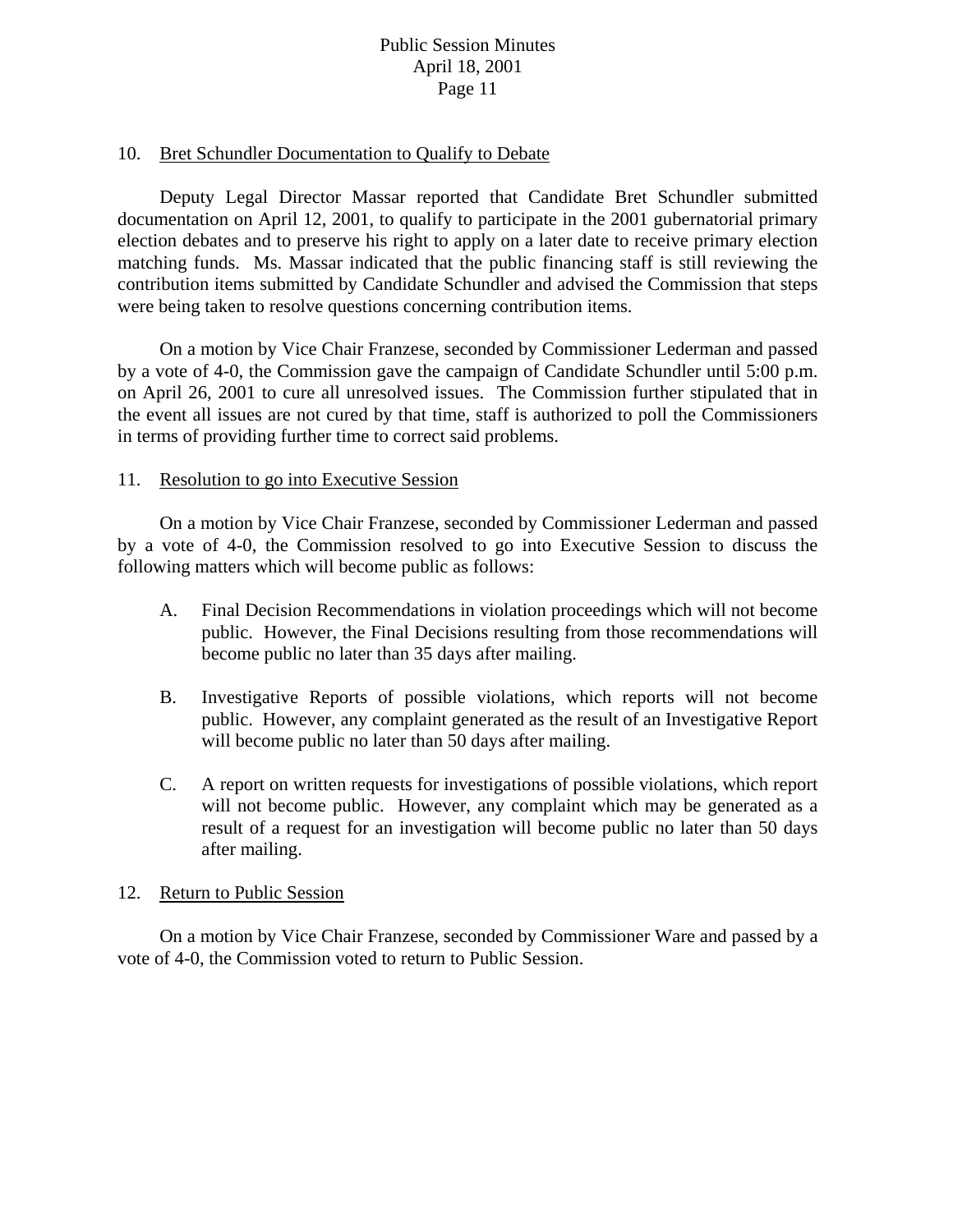10. Bret Schundler Documentation to Qualify to Debate

Deputy Legal Director Massar reported that Candidate Bret Schundler submitted documentation on April 12, 2001, to qualify to participate in the 2001 gubernatorial primary election debates and to preserve his right to apply on a later date to receive primary election matching funds. Ms. Massar indicated that the public financing staff is still reviewing the contribution items submitted by Candidate Schundler and advised the Commission that steps were being taken to resolve questions concerning contribution items.

On a motion by Vice Chair Franzese, seconded by Commissioner Lederman and passed by a vote of 4-0, the Commission gave the campaign of Candidate Schundler until 5:00 p.m. on April 26, 2001 to cure all unresolved issues. The Commission further stipulated that in the event all issues are not cured by that time, staff is authorized to poll the Commissioners in terms of providing further time to correct said problems.

11. Resolution to go into Executive Session

On a motion by Vice Chair Franzese, seconded by Commissioner Lederman and passed by a vote of 4-0, the Commission resolved to go into Executive Session to discuss the following matters which will become public as follows:

A. Final Decision Recommendations in violation proceedings which will not become public. However, the Final Decisions resulting from those recommendations will become public no later than 35 days after mailing.

B. Investigative Reports of possible violations, which reports will not become public. However, any complaint generated as the result of an Investigative Report will become public no later than 50 days after mailing.

C. A report on written requests for investigations of possible violations, which report will not become public. However, any complaint which may be generated as a result of a request for an investigation will become public no later than 50 days after mailing.

12. Return to Public Session

On a motion by Vice Chair Franzese, seconded by Commissioner Ware and passed by a vote of 4-0, the Commission voted to return to Public Session.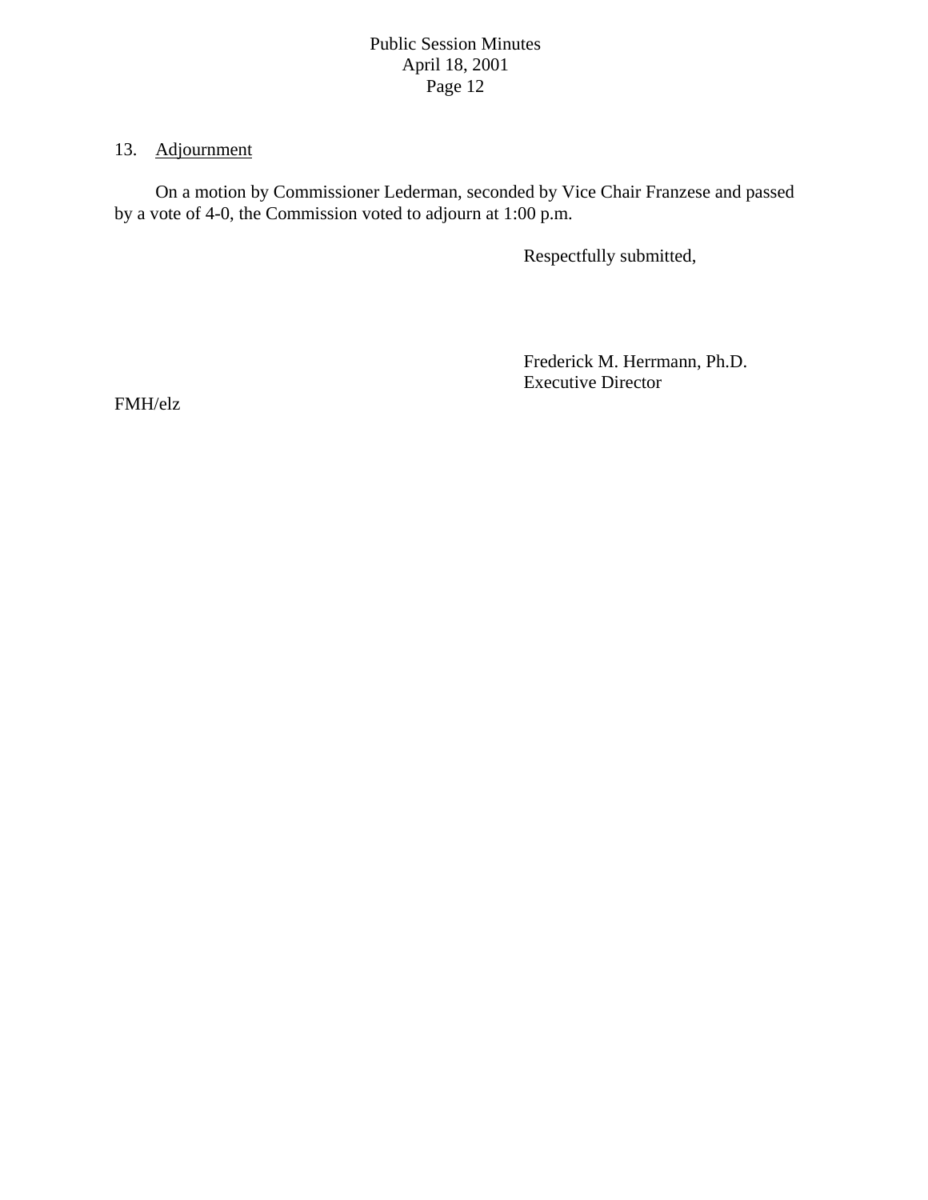13. Adjournment

On a motion by Commissioner Lederman, seconded by Vice Chair Franzese and passed by a vote of 4-0, the Commission voted to adjourn at 1:00 p.m.

Respectfully submitted,

Frederick M. Herrmann, Ph.D.
Executive Director

FMH/elz